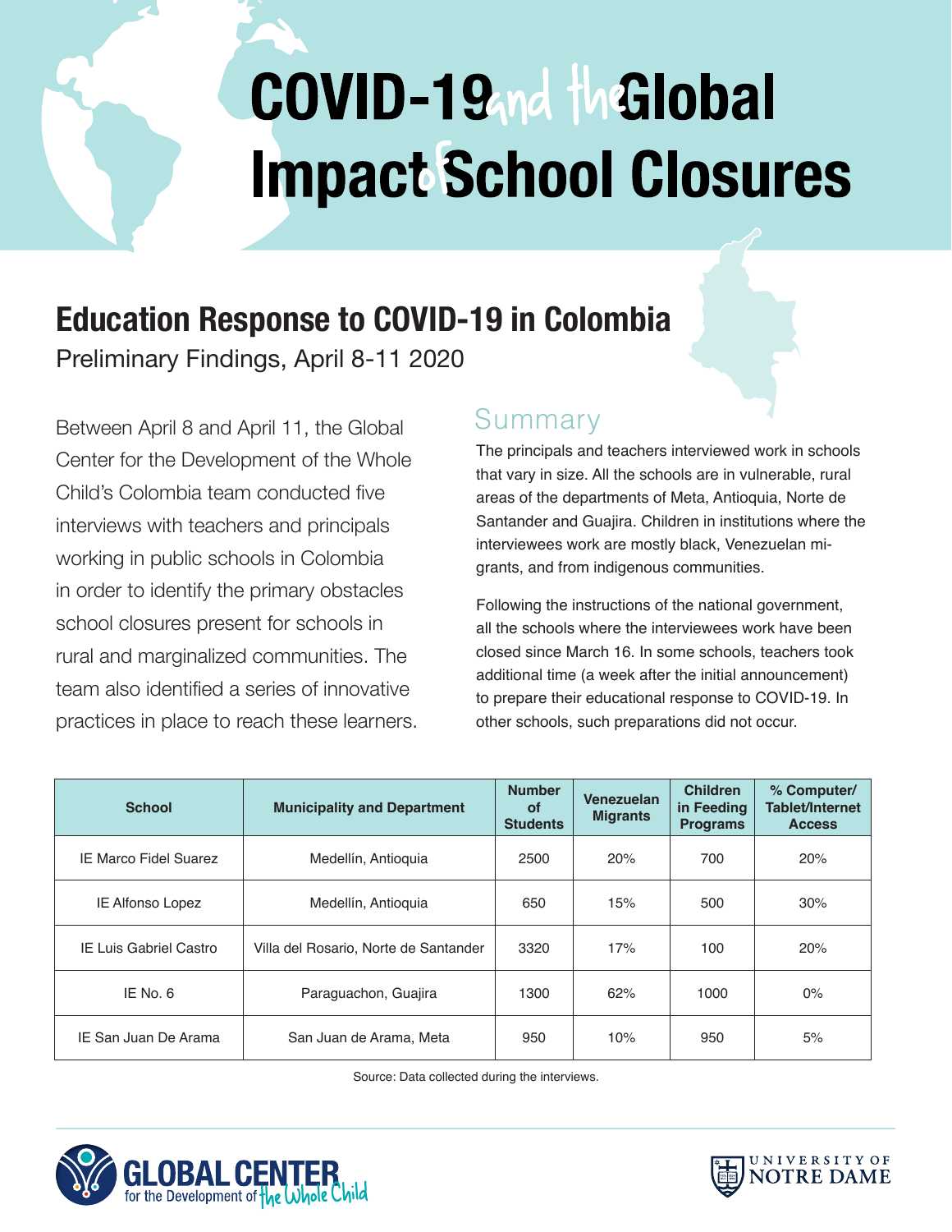# COVID-19 and the Global Impact of School Closures

## Education Response to COVID-19 in Colombia

Preliminary Findings, April 8-11 2020

Between April 8 and April 11, the Global Center for the Development of the Whole Child's Colombia team conducted five interviews with teachers and principals working in public schools in Colombia in order to identify the primary obstacles school closures present for schools in rural and marginalized communities. The team also identified a series of innovative practices in place to reach these learners.

### Summary

The principals and teachers interviewed work in schools that vary in size. All the schools are in vulnerable, rural areas of the departments of Meta, Antioquia, Norte de Santander and Guajira. Children in institutions where the interviewees work are mostly black, Venezuelan migrants, and from indigenous communities.

Following the instructions of the national government, all the schools where the interviewees work have been closed since March 16. In some schools, teachers took additional time (a week after the initial announcement) to prepare their educational response to COVID-19. In other schools, such preparations did not occur.

| School | Municipality and Department | Number of Students | Venezuelan Migrants | Children in Feeding Programs | % Computer/ Tablet/Internet Access |
|---|---|---|---|---|---|
| IE Marco Fidel Suarez | Medellín, Antioquia | 2500 | 20% | 700 | 20% |
| IE Alfonso Lopez | Medellín, Antioquia | 650 | 15% | 500 | 30% |
| IE Luis Gabriel Castro | Villa del Rosario, Norte de Santander | 3320 | 17% | 100 | 20% |
| IE No. 6 | Paraguachon, Guajira | 1300 | 62% | 1000 | 0% |
| IE San Juan De Arama | San Juan de Arama, Meta | 950 | 10% | 950 | 5% |

Source: Data collected during the interviews.

GLOBAL CENTER for the Development of the Whole Child

UNIVERSITY OF NOTRE DAME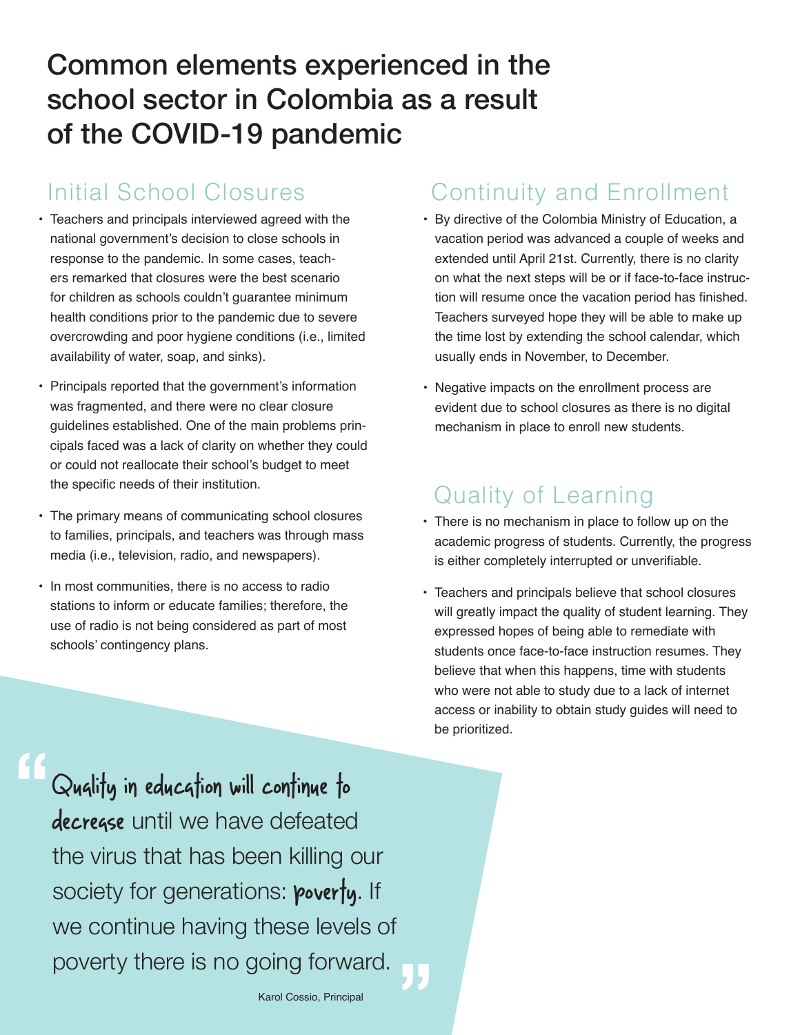# Common elements experienced in the school sector in Colombia as a result of the COVID-19 pandemic

## Initial School Closures

- Teachers and principals interviewed agreed with the national government's decision to close schools in response to the pandemic. In some cases, teachers remarked that closures were the best scenario for children as schools couldn't guarantee minimum health conditions prior to the pandemic due to severe overcrowding and poor hygiene conditions (i.e., limited availability of water, soap, and sinks).
- Principals reported that the government's information was fragmented, and there were no clear closure guidelines established. One of the main problems principals faced was a lack of clarity on whether they could or could not reallocate their school's budget to meet the specific needs of their institution.
- The primary means of communicating school closures to families, principals, and teachers was through mass media (i.e., television, radio, and newspapers).
- In most communities, there is no access to radio stations to inform or educate families; therefore, the use of radio is not being considered as part of most schools' contingency plans.

## Continuity and Enrollment

- By directive of the Colombia Ministry of Education, a vacation period was advanced a couple of weeks and extended until April 21st. Currently, there is no clarity on what the next steps will be or if face-to-face instruction will resume once the vacation period has finished. Teachers surveyed hope they will be able to make up the time lost by extending the school calendar, which usually ends in November, to December.
- Negative impacts on the enrollment process are evident due to school closures as there is no digital mechanism in place to enroll new students.

## Quality of Learning

- There is no mechanism in place to follow up on the academic progress of students. Currently, the progress is either completely interrupted or unverifiable.
- Teachers and principals believe that school closures will greatly impact the quality of student learning. They expressed hopes of being able to remediate with students once face-to-face instruction resumes. They believe that when this happens, time with students who were not able to study due to a lack of internet access or inability to obtain study guides will need to be prioritized.

> "**Quality in education will continue to decrease** until we have defeated the virus that has been killing our society for generations: **poverty**. If we continue having these levels of poverty there is no going forward."
>
> Karol Cossio, Principal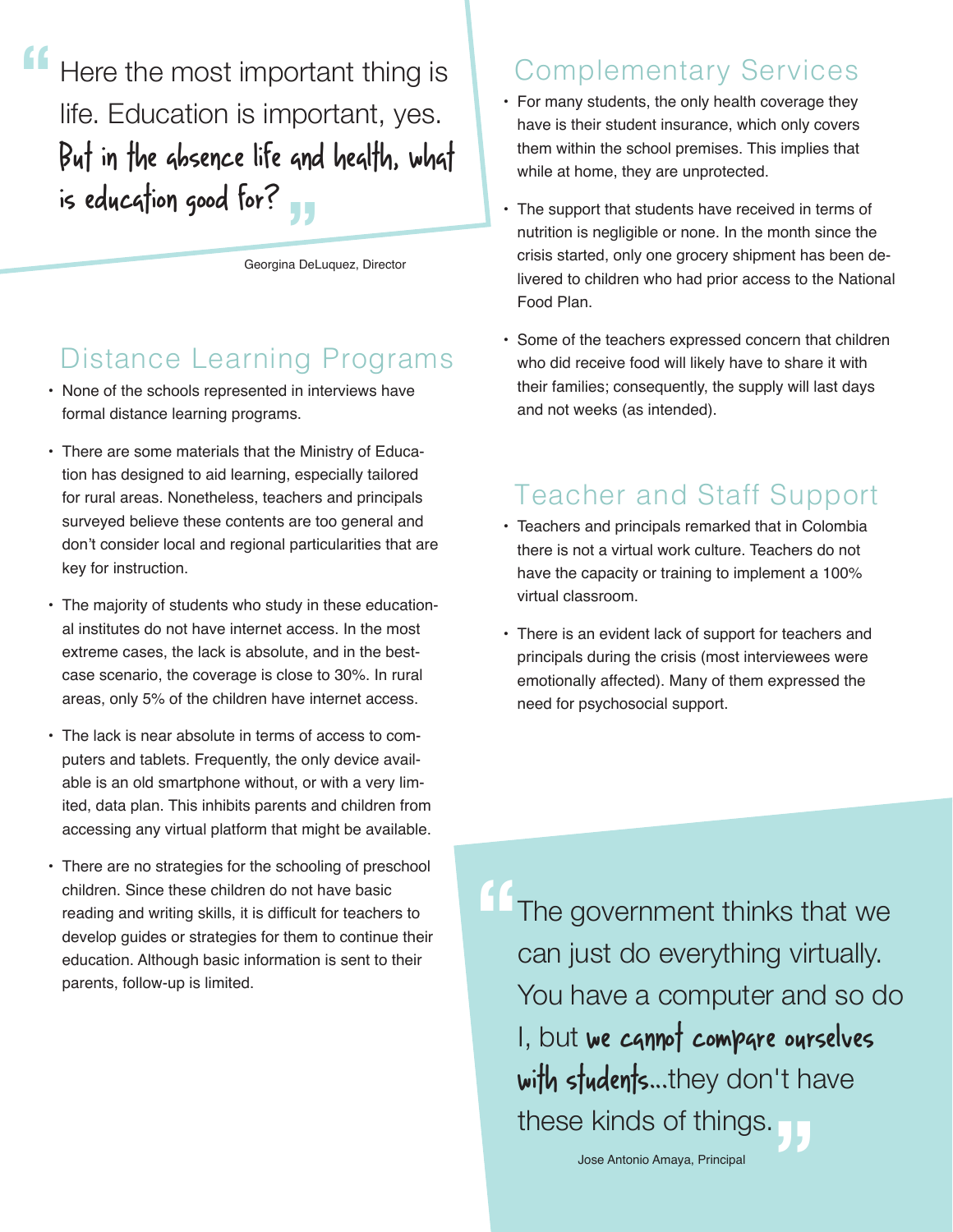> Here the most important thing is life. Education is important, yes. **But in the absence life and health, what is education good for?**
>
> Georgina DeLuquez, Director

## Distance Learning Programs

- None of the schools represented in interviews have formal distance learning programs.
- There are some materials that the Ministry of Education has designed to aid learning, especially tailored for rural areas. Nonetheless, teachers and principals surveyed believe these contents are too general and don't consider local and regional particularities that are key for instruction.
- The majority of students who study in these educational institutes do not have internet access. In the most extreme cases, the lack is absolute, and in the best-case scenario, the coverage is close to 30%. In rural areas, only 5% of the children have internet access.
- The lack is near absolute in terms of access to computers and tablets. Frequently, the only device available is an old smartphone without, or with a very limited, data plan. This inhibits parents and children from accessing any virtual platform that might be available.
- There are no strategies for the schooling of preschool children. Since these children do not have basic reading and writing skills, it is difficult for teachers to develop guides or strategies for them to continue their education. Although basic information is sent to their parents, follow-up is limited.

## Complementary Services

- For many students, the only health coverage they have is their student insurance, which only covers them within the school premises. This implies that while at home, they are unprotected.
- The support that students have received in terms of nutrition is negligible or none. In the month since the crisis started, only one grocery shipment has been delivered to children who had prior access to the National Food Plan.
- Some of the teachers expressed concern that children who did receive food will likely have to share it with their families; consequently, the supply will last days and not weeks (as intended).

## Teacher and Staff Support

- Teachers and principals remarked that in Colombia there is not a virtual work culture. Teachers do not have the capacity or training to implement a 100% virtual classroom.
- There is an evident lack of support for teachers and principals during the crisis (most interviewees were emotionally affected). Many of them expressed the need for psychosocial support.

> The government thinks that we can just do everything virtually. You have a computer and so do I, but **we cannot compare ourselves with students**...they don't have these kinds of things.
>
> Jose Antonio Amaya, Principal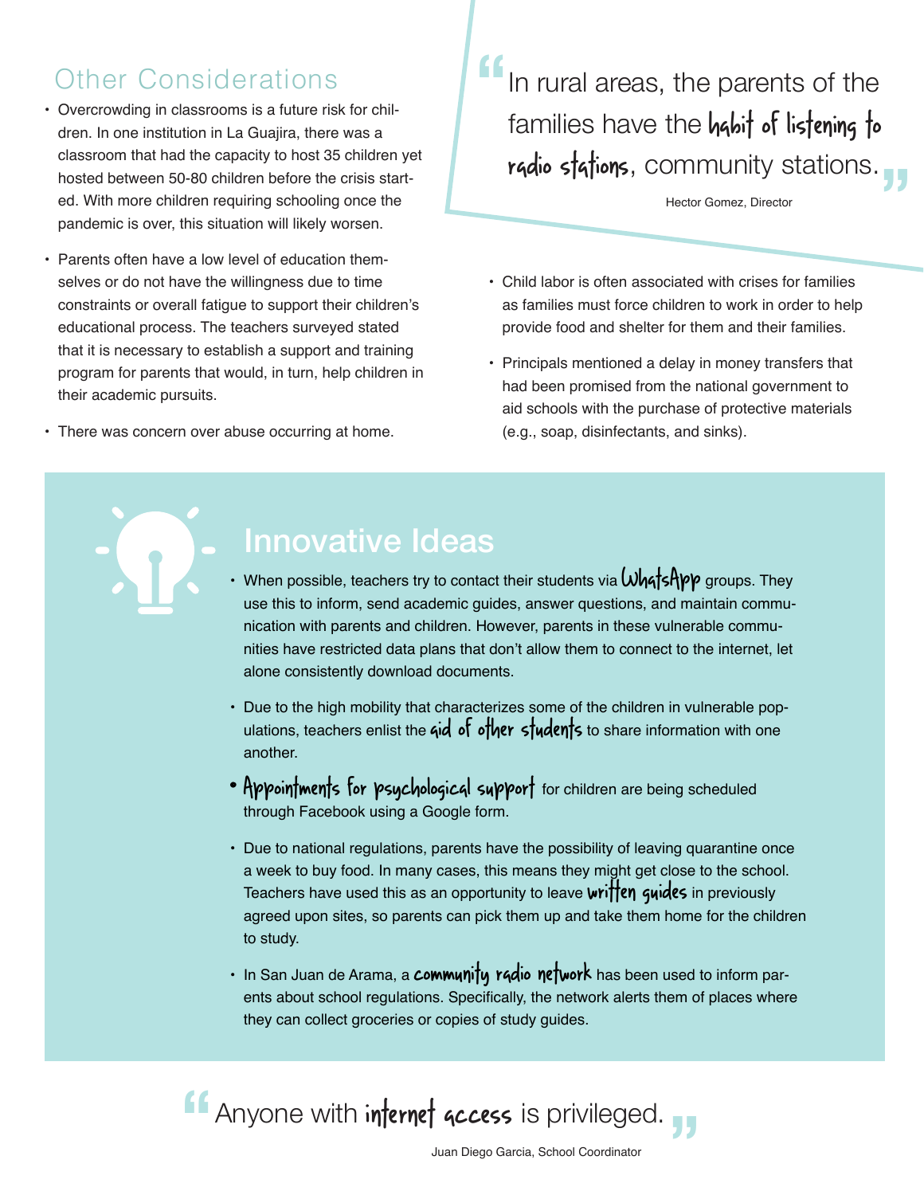## Other Considerations

- Overcrowding in classrooms is a future risk for children. In one institution in La Guajira, there was a classroom that had the capacity to host 35 children yet hosted between 50-80 children before the crisis started. With more children requiring schooling once the pandemic is over, this situation will likely worsen.
- Parents often have a low level of education themselves or do not have the willingness due to time constraints or overall fatigue to support their children's educational process. The teachers surveyed stated that it is necessary to establish a support and training program for parents that would, in turn, help children in their academic pursuits.
- There was concern over abuse occurring at home.

> "In rural areas, the parents of the families have the **habit of listening to radio stations**, community stations."
>
> Hector Gomez, Director

- Child labor is often associated with crises for families as families must force children to work in order to help provide food and shelter for them and their families.
- Principals mentioned a delay in money transfers that had been promised from the national government to aid schools with the purchase of protective materials (e.g., soap, disinfectants, and sinks).

## Innovative Ideas

- When possible, teachers try to contact their students via **WhatsApp** groups. They use this to inform, send academic guides, answer questions, and maintain communication with parents and children. However, parents in these vulnerable communities have restricted data plans that don't allow them to connect to the internet, let alone consistently download documents.
- Due to the high mobility that characterizes some of the children in vulnerable populations, teachers enlist the **aid of other students** to share information with one another.
- **Appointments for psychological support** for children are being scheduled through Facebook using a Google form.
- Due to national regulations, parents have the possibility of leaving quarantine once a week to buy food. In many cases, this means they might get close to the school. Teachers have used this as an opportunity to leave **written guides** in previously agreed upon sites, so parents can pick them up and take them home for the children to study.
- In San Juan de Arama, a **community radio network** has been used to inform parents about school regulations. Specifically, the network alerts them of places where they can collect groceries or copies of study guides.

> "Anyone with **internet access** is privileged."
>
> Juan Diego Garcia, School Coordinator